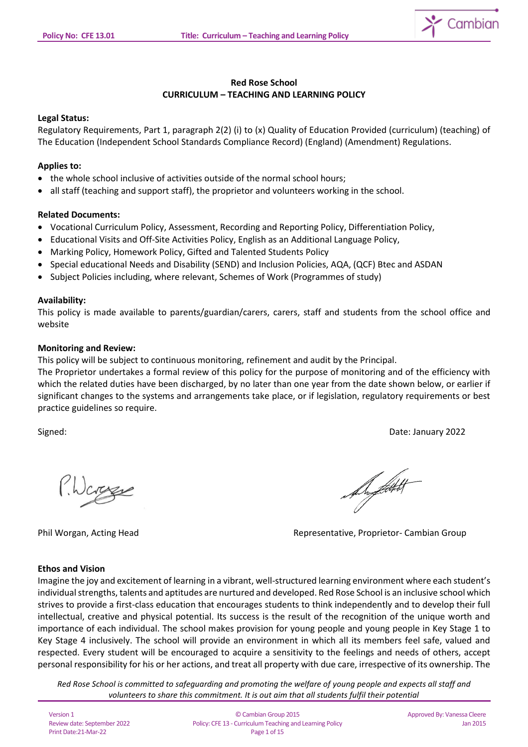## Red Rose School
## CURRICULUM – TEACHING AND LEARNING POLICY

**Legal Status:**

Regulatory Requirements, Part 1, paragraph 2(2) (i) to (x) Quality of Education Provided (curriculum) (teaching) of The Education (Independent School Standards Compliance Record) (England) (Amendment) Regulations.

**Applies to:**

- the whole school inclusive of activities outside of the normal school hours;
- all staff (teaching and support staff), the proprietor and volunteers working in the school.

**Related Documents:**

- Vocational Curriculum Policy, Assessment, Recording and Reporting Policy, Differentiation Policy,
- Educational Visits and Off-Site Activities Policy, English as an Additional Language Policy,
- Marking Policy, Homework Policy, Gifted and Talented Students Policy
- Special educational Needs and Disability (SEND) and Inclusion Policies, AQA, (QCF) Btec and ASDAN
- Subject Policies including, where relevant, Schemes of Work (Programmes of study)

**Availability:**

This policy is made available to parents/guardian/carers, carers, staff and students from the school office and website

**Monitoring and Review:**

This policy will be subject to continuous monitoring, refinement and audit by the Principal.

The Proprietor undertakes a formal review of this policy for the purpose of monitoring and of the efficiency with which the related duties have been discharged, by no later than one year from the date shown below, or earlier if significant changes to the systems and arrangements take place, or if legislation, regulatory requirements or best practice guidelines so require.

Signed: Date: January 2022

Phil Worgan, Acting Head

Representative, Proprietor- Cambian Group

**Ethos and Vision**

Imagine the joy and excitement of learning in a vibrant, well-structured learning environment where each student's individual strengths, talents and aptitudes are nurtured and developed. Red Rose School is an inclusive school which strives to provide a first-class education that encourages students to think independently and to develop their full intellectual, creative and physical potential. Its success is the result of the recognition of the unique worth and importance of each individual. The school makes provision for young people and young people in Key Stage 1 to Key Stage 4 inclusively. The school will provide an environment in which all its members feel safe, valued and respected. Every student will be encouraged to acquire a sensitivity to the feelings and needs of others, accept personal responsibility for his or her actions, and treat all property with due care, irrespective of its ownership. The

*Red Rose School is committed to safeguarding and promoting the welfare of young people and expects all staff and volunteers to share this commitment. It is out aim that all students fulfil their potential*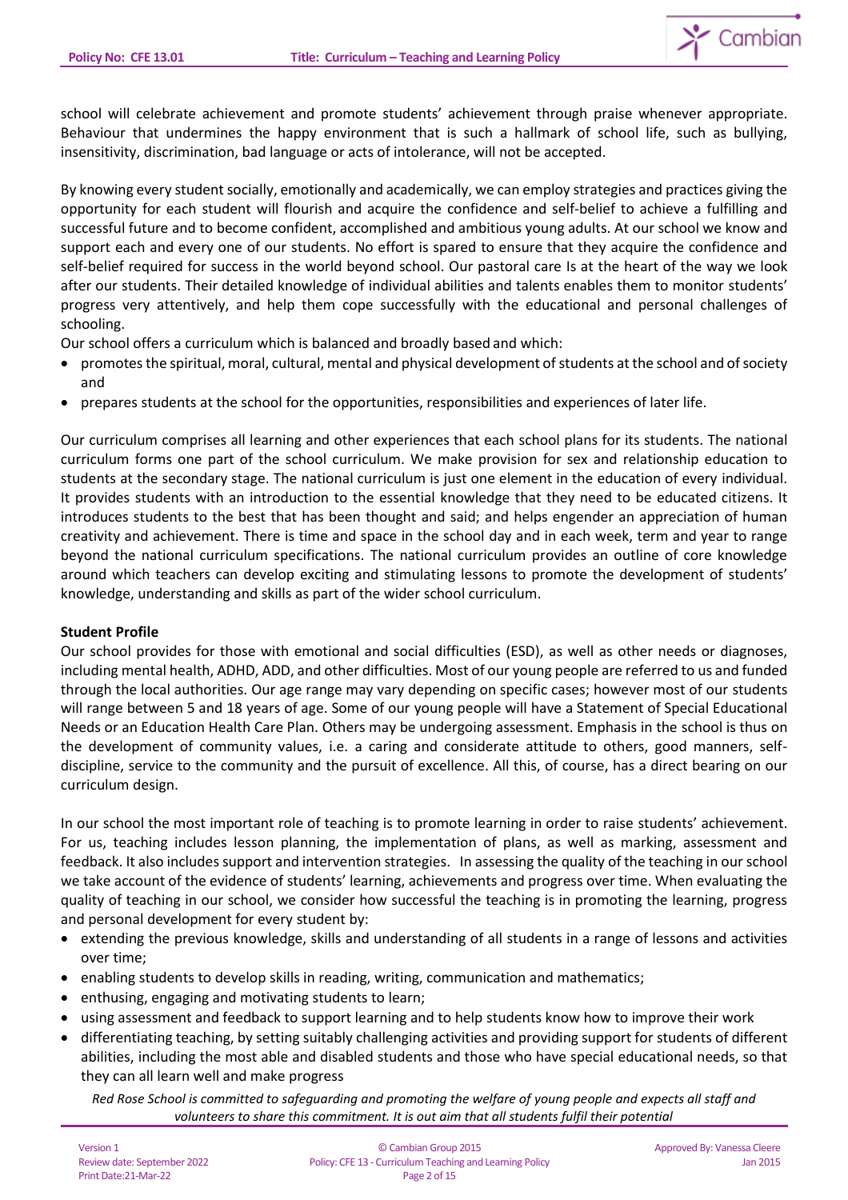school will celebrate achievement and promote students' achievement through praise whenever appropriate. Behaviour that undermines the happy environment that is such a hallmark of school life, such as bullying, insensitivity, discrimination, bad language or acts of intolerance, will not be accepted.

By knowing every student socially, emotionally and academically, we can employ strategies and practices giving the opportunity for each student will flourish and acquire the confidence and self-belief to achieve a fulfilling and successful future and to become confident, accomplished and ambitious young adults. At our school we know and support each and every one of our students. No effort is spared to ensure that they acquire the confidence and self-belief required for success in the world beyond school. Our pastoral care Is at the heart of the way we look after our students. Their detailed knowledge of individual abilities and talents enables them to monitor students' progress very attentively, and help them cope successfully with the educational and personal challenges of schooling.

Our school offers a curriculum which is balanced and broadly based and which:

- promotes the spiritual, moral, cultural, mental and physical development of students at the school and of society and
- prepares students at the school for the opportunities, responsibilities and experiences of later life.

Our curriculum comprises all learning and other experiences that each school plans for its students. The national curriculum forms one part of the school curriculum. We make provision for sex and relationship education to students at the secondary stage. The national curriculum is just one element in the education of every individual. It provides students with an introduction to the essential knowledge that they need to be educated citizens. It introduces students to the best that has been thought and said; and helps engender an appreciation of human creativity and achievement. There is time and space in the school day and in each week, term and year to range beyond the national curriculum specifications. The national curriculum provides an outline of core knowledge around which teachers can develop exciting and stimulating lessons to promote the development of students' knowledge, understanding and skills as part of the wider school curriculum.

**Student Profile**

Our school provides for those with emotional and social difficulties (ESD), as well as other needs or diagnoses, including mental health, ADHD, ADD, and other difficulties. Most of our young people are referred to us and funded through the local authorities. Our age range may vary depending on specific cases; however most of our students will range between 5 and 18 years of age. Some of our young people will have a Statement of Special Educational Needs or an Education Health Care Plan. Others may be undergoing assessment. Emphasis in the school is thus on the development of community values, i.e. a caring and considerate attitude to others, good manners, self-discipline, service to the community and the pursuit of excellence. All this, of course, has a direct bearing on our curriculum design.

In our school the most important role of teaching is to promote learning in order to raise students' achievement. For us, teaching includes lesson planning, the implementation of plans, as well as marking, assessment and feedback. It also includes support and intervention strategies. In assessing the quality of the teaching in our school we take account of the evidence of students' learning, achievements and progress over time. When evaluating the quality of teaching in our school, we consider how successful the teaching is in promoting the learning, progress and personal development for every student by:

- extending the previous knowledge, skills and understanding of all students in a range of lessons and activities over time;
- enabling students to develop skills in reading, writing, communication and mathematics;
- enthusing, engaging and motivating students to learn;
- using assessment and feedback to support learning and to help students know how to improve their work
- differentiating teaching, by setting suitably challenging activities and providing support for students of different abilities, including the most able and disabled students and those who have special educational needs, so that they can all learn well and make progress

*Red Rose School is committed to safeguarding and promoting the welfare of young people and expects all staff and volunteers to share this commitment. It is out aim that all students fulfil their potential*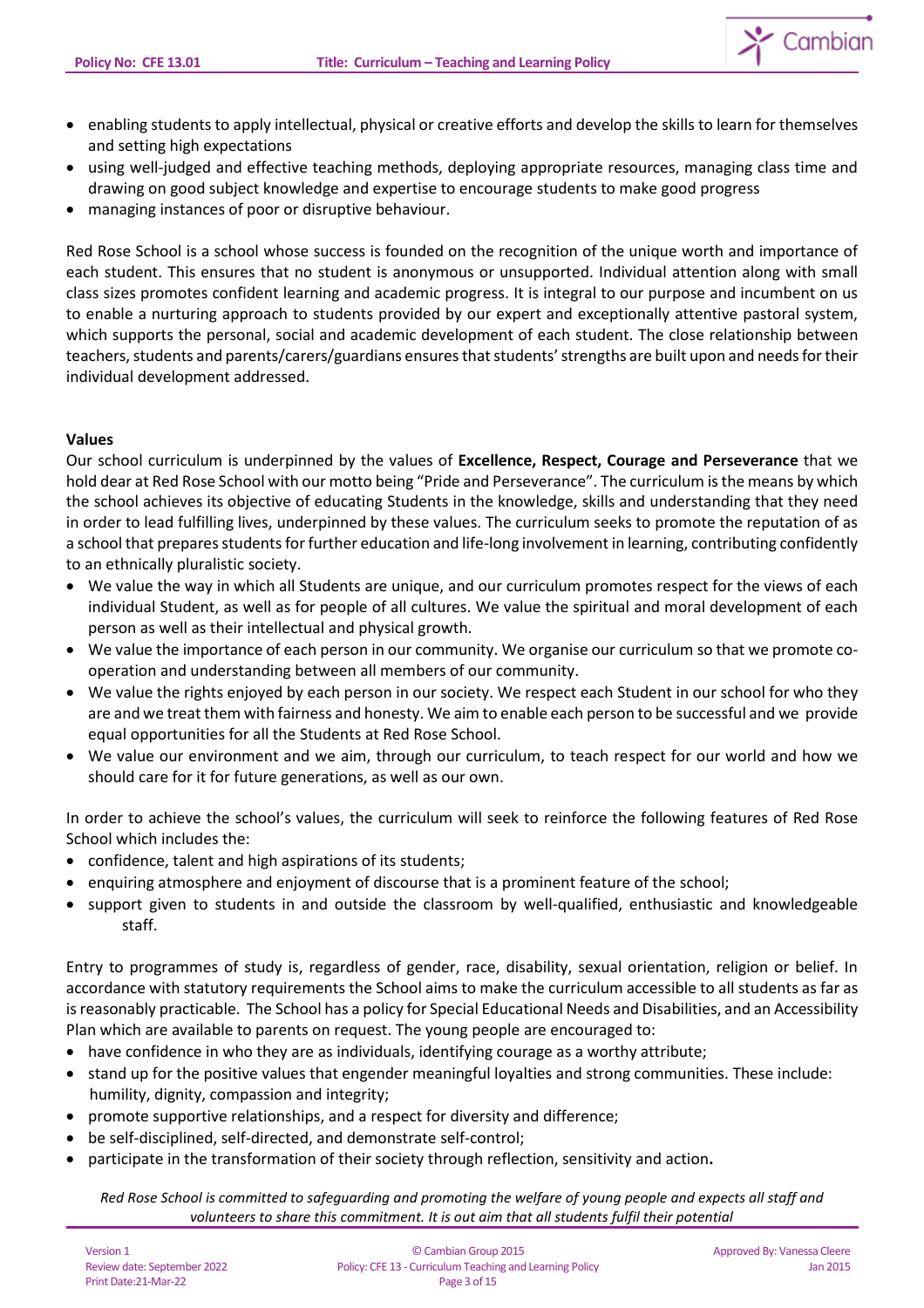- enabling students to apply intellectual, physical or creative efforts and develop the skills to learn for themselves and setting high expectations
- using well-judged and effective teaching methods, deploying appropriate resources, managing class time and drawing on good subject knowledge and expertise to encourage students to make good progress
- managing instances of poor or disruptive behaviour.

Red Rose School is a school whose success is founded on the recognition of the unique worth and importance of each student. This ensures that no student is anonymous or unsupported. Individual attention along with small class sizes promotes confident learning and academic progress. It is integral to our purpose and incumbent on us to enable a nurturing approach to students provided by our expert and exceptionally attentive pastoral system, which supports the personal, social and academic development of each student. The close relationship between teachers, students and parents/carers/guardians ensures that students' strengths are built upon and needs for their individual development addressed.

**Values**

Our school curriculum is underpinned by the values of **Excellence, Respect, Courage and Perseverance** that we hold dear at Red Rose School with our motto being "Pride and Perseverance". The curriculum is the means by which the school achieves its objective of educating Students in the knowledge, skills and understanding that they need in order to lead fulfilling lives, underpinned by these values. The curriculum seeks to promote the reputation of as a school that prepares students for further education and life-long involvement in learning, contributing confidently to an ethnically pluralistic society.

- We value the way in which all Students are unique, and our curriculum promotes respect for the views of each individual Student, as well as for people of all cultures. We value the spiritual and moral development of each person as well as their intellectual and physical growth.
- We value the importance of each person in our community. We organise our curriculum so that we promote co-operation and understanding between all members of our community.
- We value the rights enjoyed by each person in our society. We respect each Student in our school for who they are and we treat them with fairness and honesty. We aim to enable each person to be successful and we provide equal opportunities for all the Students at Red Rose School.
- We value our environment and we aim, through our curriculum, to teach respect for our world and how we should care for it for future generations, as well as our own.

In order to achieve the school's values, the curriculum will seek to reinforce the following features of Red Rose School which includes the:

- confidence, talent and high aspirations of its students;
- enquiring atmosphere and enjoyment of discourse that is a prominent feature of the school;
- support given to students in and outside the classroom by well-qualified, enthusiastic and knowledgeable staff.

Entry to programmes of study is, regardless of gender, race, disability, sexual orientation, religion or belief. In accordance with statutory requirements the School aims to make the curriculum accessible to all students as far as is reasonably practicable. The School has a policy for Special Educational Needs and Disabilities, and an Accessibility Plan which are available to parents on request. The young people are encouraged to:

- have confidence in who they are as individuals, identifying courage as a worthy attribute;
- stand up for the positive values that engender meaningful loyalties and strong communities. These include: humility, dignity, compassion and integrity;
- promote supportive relationships, and a respect for diversity and difference;
- be self-disciplined, self-directed, and demonstrate self-control;
- participate in the transformation of their society through reflection, sensitivity and action.

*Red Rose School is committed to safeguarding and promoting the welfare of young people and expects all staff and volunteers to share this commitment. It is out aim that all students fulfil their potential*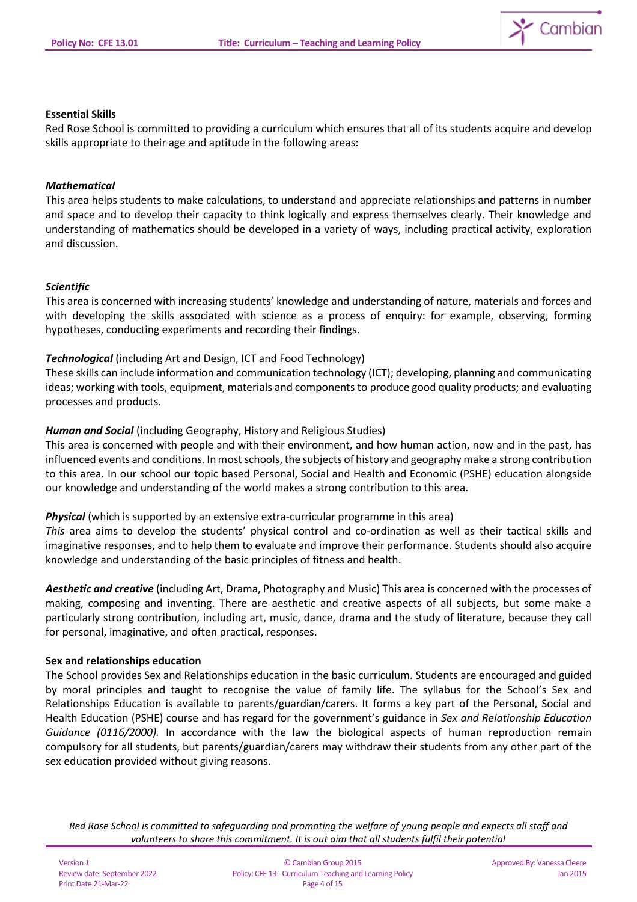**Essential Skills**

Red Rose School is committed to providing a curriculum which ensures that all of its students acquire and develop skills appropriate to their age and aptitude in the following areas:

***Mathematical***

This area helps students to make calculations, to understand and appreciate relationships and patterns in number and space and to develop their capacity to think logically and express themselves clearly. Their knowledge and understanding of mathematics should be developed in a variety of ways, including practical activity, exploration and discussion.

***Scientific***

This area is concerned with increasing students' knowledge and understanding of nature, materials and forces and with developing the skills associated with science as a process of enquiry: for example, observing, forming hypotheses, conducting experiments and recording their findings.

***Technological*** (including Art and Design, ICT and Food Technology)

These skills can include information and communication technology (ICT); developing, planning and communicating ideas; working with tools, equipment, materials and components to produce good quality products; and evaluating processes and products.

***Human and Social*** (including Geography, History and Religious Studies)

This area is concerned with people and with their environment, and how human action, now and in the past, has influenced events and conditions. In most schools, the subjects of history and geography make a strong contribution to this area. In our school our topic based Personal, Social and Health and Economic (PSHE) education alongside our knowledge and understanding of the world makes a strong contribution to this area.

***Physical*** (which is supported by an extensive extra-curricular programme in this area)

*This* area aims to develop the students' physical control and co-ordination as well as their tactical skills and imaginative responses, and to help them to evaluate and improve their performance. Students should also acquire knowledge and understanding of the basic principles of fitness and health.

***Aesthetic and creative*** (including Art, Drama, Photography and Music) This area is concerned with the processes of making, composing and inventing. There are aesthetic and creative aspects of all subjects, but some make a particularly strong contribution, including art, music, dance, drama and the study of literature, because they call for personal, imaginative, and often practical, responses.

**Sex and relationships education**

The School provides Sex and Relationships education in the basic curriculum. Students are encouraged and guided by moral principles and taught to recognise the value of family life. The syllabus for the School's Sex and Relationships Education is available to parents/guardian/carers. It forms a key part of the Personal, Social and Health Education (PSHE) course and has regard for the government's guidance in *Sex and Relationship Education Guidance (0116/2000).* In accordance with the law the biological aspects of human reproduction remain compulsory for all students, but parents/guardian/carers may withdraw their students from any other part of the sex education provided without giving reasons.

*Red Rose School is committed to safeguarding and promoting the welfare of young people and expects all staff and volunteers to share this commitment. It is out aim that all students fulfil their potential*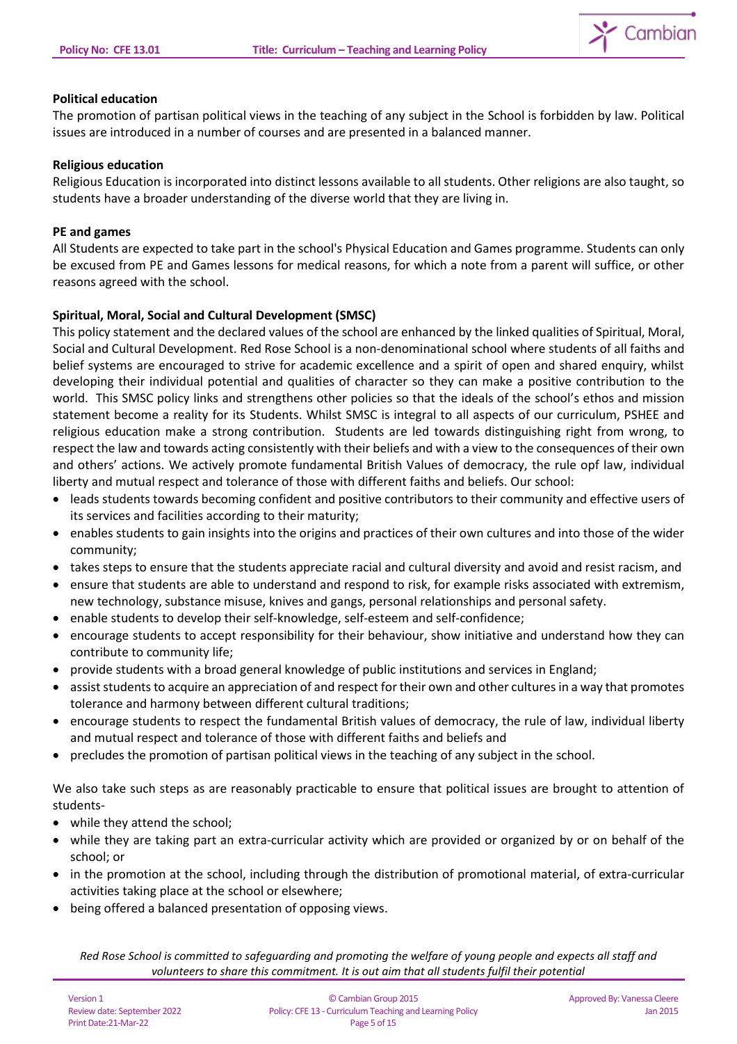**Political education**

The promotion of partisan political views in the teaching of any subject in the School is forbidden by law. Political issues are introduced in a number of courses and are presented in a balanced manner.

**Religious education**

Religious Education is incorporated into distinct lessons available to all students. Other religions are also taught, so students have a broader understanding of the diverse world that they are living in.

**PE and games**

All Students are expected to take part in the school's Physical Education and Games programme. Students can only be excused from PE and Games lessons for medical reasons, for which a note from a parent will suffice, or other reasons agreed with the school.

**Spiritual, Moral, Social and Cultural Development (SMSC)**

This policy statement and the declared values of the school are enhanced by the linked qualities of Spiritual, Moral, Social and Cultural Development. Red Rose School is a non-denominational school where students of all faiths and belief systems are encouraged to strive for academic excellence and a spirit of open and shared enquiry, whilst developing their individual potential and qualities of character so they can make a positive contribution to the world. This SMSC policy links and strengthens other policies so that the ideals of the school's ethos and mission statement become a reality for its Students. Whilst SMSC is integral to all aspects of our curriculum, PSHEE and religious education make a strong contribution. Students are led towards distinguishing right from wrong, to respect the law and towards acting consistently with their beliefs and with a view to the consequences of their own and others' actions. We actively promote fundamental British Values of democracy, the rule opf law, individual liberty and mutual respect and tolerance of those with different faiths and beliefs. Our school:

- leads students towards becoming confident and positive contributors to their community and effective users of its services and facilities according to their maturity;
- enables students to gain insights into the origins and practices of their own cultures and into those of the wider community;
- takes steps to ensure that the students appreciate racial and cultural diversity and avoid and resist racism, and
- ensure that students are able to understand and respond to risk, for example risks associated with extremism, new technology, substance misuse, knives and gangs, personal relationships and personal safety.
- enable students to develop their self-knowledge, self-esteem and self-confidence;
- encourage students to accept responsibility for their behaviour, show initiative and understand how they can contribute to community life;
- provide students with a broad general knowledge of public institutions and services in England;
- assist students to acquire an appreciation of and respect for their own and other cultures in a way that promotes tolerance and harmony between different cultural traditions;
- encourage students to respect the fundamental British values of democracy, the rule of law, individual liberty and mutual respect and tolerance of those with different faiths and beliefs and
- precludes the promotion of partisan political views in the teaching of any subject in the school.

We also take such steps as are reasonably practicable to ensure that political issues are brought to attention of students-

- while they attend the school;
- while they are taking part an extra-curricular activity which are provided or organized by or on behalf of the school; or
- in the promotion at the school, including through the distribution of promotional material, of extra-curricular activities taking place at the school or elsewhere;
- being offered a balanced presentation of opposing views.

*Red Rose School is committed to safeguarding and promoting the welfare of young people and expects all staff and volunteers to share this commitment. It is out aim that all students fulfil their potential*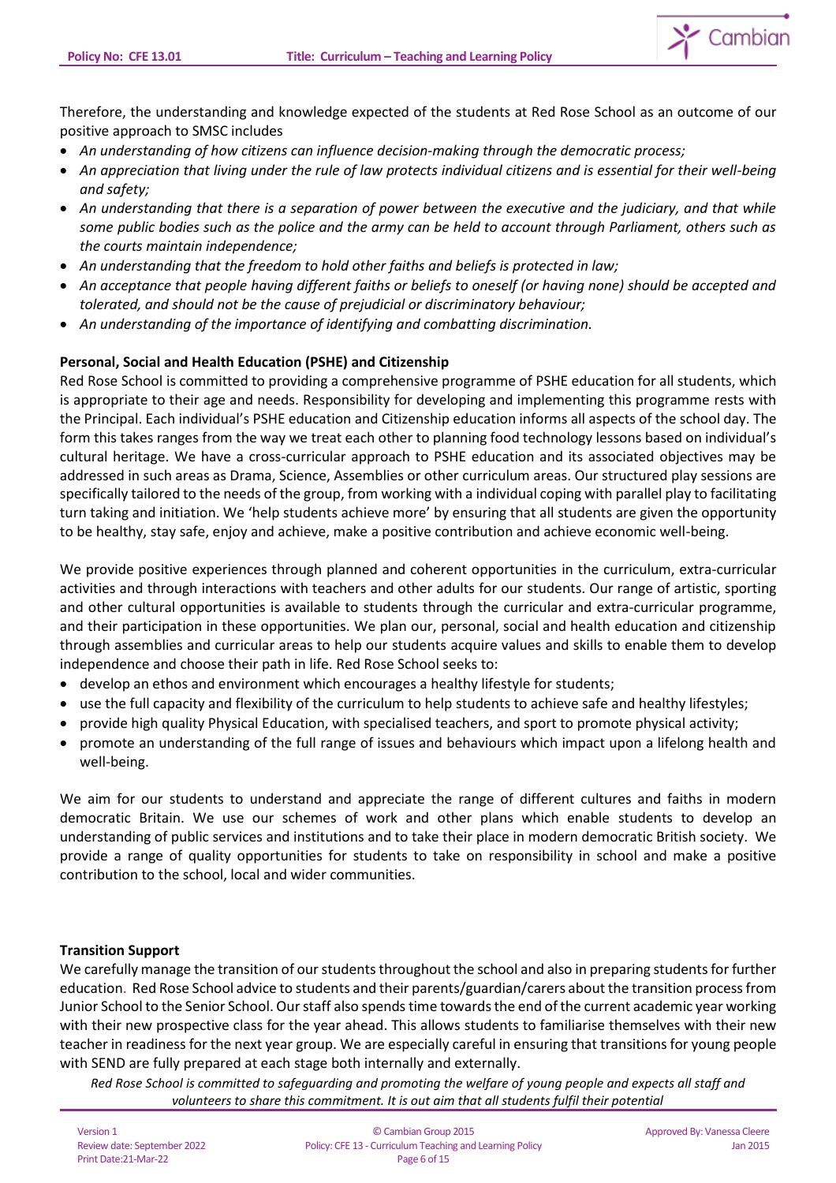Therefore, the understanding and knowledge expected of the students at Red Rose School as an outcome of our positive approach to SMSC includes

- *An understanding of how citizens can influence decision-making through the democratic process;*
- *An appreciation that living under the rule of law protects individual citizens and is essential for their well-being and safety;*
- *An understanding that there is a separation of power between the executive and the judiciary, and that while some public bodies such as the police and the army can be held to account through Parliament, others such as the courts maintain independence;*
- *An understanding that the freedom to hold other faiths and beliefs is protected in law;*
- *An acceptance that people having different faiths or beliefs to oneself (or having none) should be accepted and tolerated, and should not be the cause of prejudicial or discriminatory behaviour;*
- *An understanding of the importance of identifying and combatting discrimination.*

**Personal, Social and Health Education (PSHE) and Citizenship**

Red Rose School is committed to providing a comprehensive programme of PSHE education for all students, which is appropriate to their age and needs. Responsibility for developing and implementing this programme rests with the Principal. Each individual's PSHE education and Citizenship education informs all aspects of the school day. The form this takes ranges from the way we treat each other to planning food technology lessons based on individual's cultural heritage. We have a cross-curricular approach to PSHE education and its associated objectives may be addressed in such areas as Drama, Science, Assemblies or other curriculum areas. Our structured play sessions are specifically tailored to the needs of the group, from working with a individual coping with parallel play to facilitating turn taking and initiation. We 'help students achieve more' by ensuring that all students are given the opportunity to be healthy, stay safe, enjoy and achieve, make a positive contribution and achieve economic well-being.

We provide positive experiences through planned and coherent opportunities in the curriculum, extra-curricular activities and through interactions with teachers and other adults for our students. Our range of artistic, sporting and other cultural opportunities is available to students through the curricular and extra-curricular programme, and their participation in these opportunities. We plan our, personal, social and health education and citizenship through assemblies and curricular areas to help our students acquire values and skills to enable them to develop independence and choose their path in life. Red Rose School seeks to:

- develop an ethos and environment which encourages a healthy lifestyle for students;
- use the full capacity and flexibility of the curriculum to help students to achieve safe and healthy lifestyles;
- provide high quality Physical Education, with specialised teachers, and sport to promote physical activity;
- promote an understanding of the full range of issues and behaviours which impact upon a lifelong health and well-being.

We aim for our students to understand and appreciate the range of different cultures and faiths in modern democratic Britain. We use our schemes of work and other plans which enable students to develop an understanding of public services and institutions and to take their place in modern democratic British society. We provide a range of quality opportunities for students to take on responsibility in school and make a positive contribution to the school, local and wider communities.

**Transition Support**

We carefully manage the transition of our students throughout the school and also in preparing students for further education. Red Rose School advice to students and their parents/guardian/carers about the transition process from Junior School to the Senior School. Our staff also spends time towards the end of the current academic year working with their new prospective class for the year ahead. This allows students to familiarise themselves with their new teacher in readiness for the next year group. We are especially careful in ensuring that transitions for young people with SEND are fully prepared at each stage both internally and externally.

*Red Rose School is committed to safeguarding and promoting the welfare of young people and expects all staff and volunteers to share this commitment. It is out aim that all students fulfil their potential*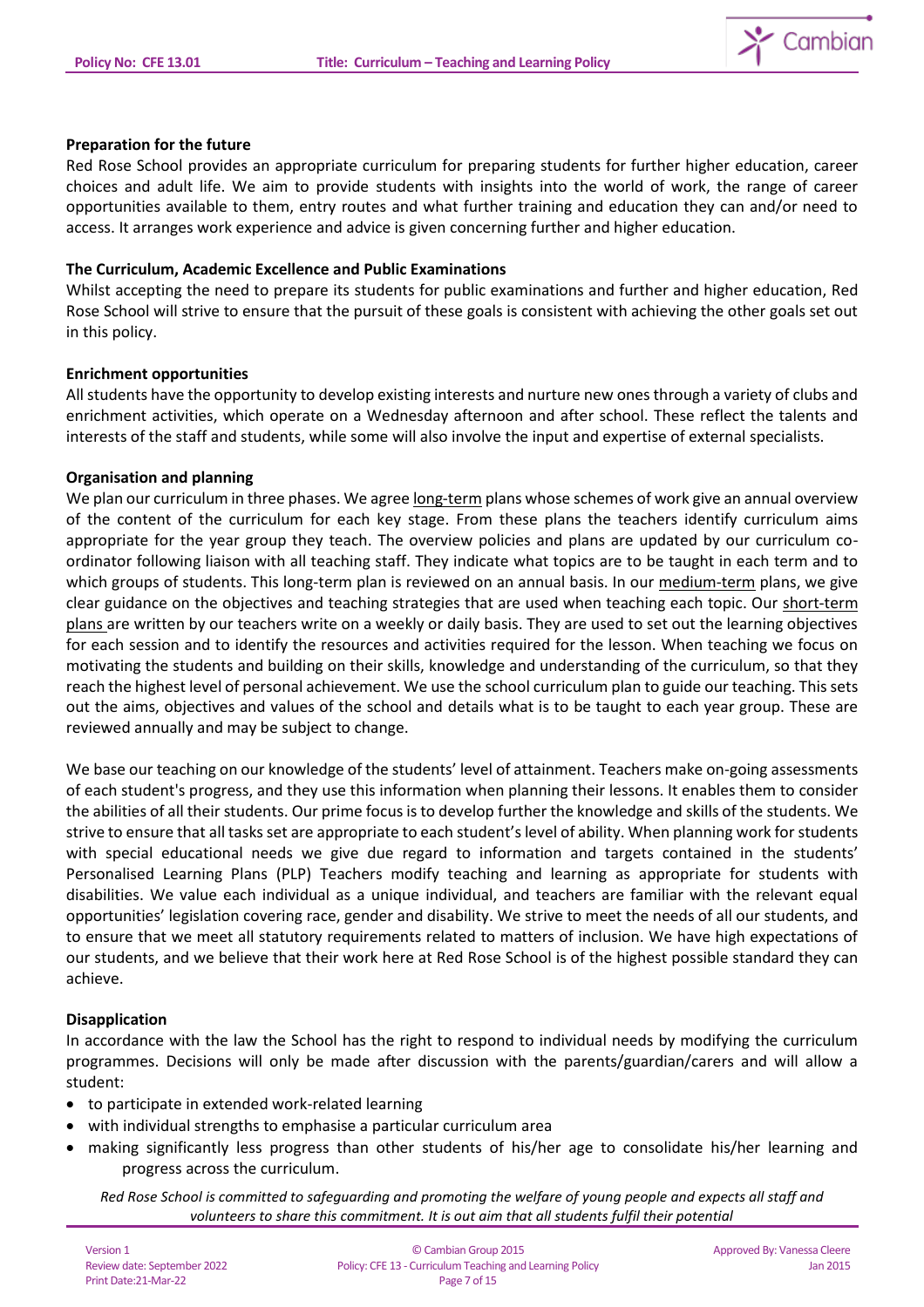**Preparation for the future**

Red Rose School provides an appropriate curriculum for preparing students for further higher education, career choices and adult life. We aim to provide students with insights into the world of work, the range of career opportunities available to them, entry routes and what further training and education they can and/or need to access. It arranges work experience and advice is given concerning further and higher education.

**The Curriculum, Academic Excellence and Public Examinations**

Whilst accepting the need to prepare its students for public examinations and further and higher education, Red Rose School will strive to ensure that the pursuit of these goals is consistent with achieving the other goals set out in this policy.

**Enrichment opportunities**

All students have the opportunity to develop existing interests and nurture new ones through a variety of clubs and enrichment activities, which operate on a Wednesday afternoon and after school. These reflect the talents and interests of the staff and students, while some will also involve the input and expertise of external specialists.

**Organisation and planning**

We plan our curriculum in three phases. We agree long-term plans whose schemes of work give an annual overview of the content of the curriculum for each key stage. From these plans the teachers identify curriculum aims appropriate for the year group they teach. The overview policies and plans are updated by our curriculum co-ordinator following liaison with all teaching staff. They indicate what topics are to be taught in each term and to which groups of students. This long-term plan is reviewed on an annual basis. In our medium-term plans, we give clear guidance on the objectives and teaching strategies that are used when teaching each topic. Our short-term plans are written by our teachers write on a weekly or daily basis. They are used to set out the learning objectives for each session and to identify the resources and activities required for the lesson. When teaching we focus on motivating the students and building on their skills, knowledge and understanding of the curriculum, so that they reach the highest level of personal achievement. We use the school curriculum plan to guide our teaching. This sets out the aims, objectives and values of the school and details what is to be taught to each year group. These are reviewed annually and may be subject to change.

We base our teaching on our knowledge of the students' level of attainment. Teachers make on-going assessments of each student's progress, and they use this information when planning their lessons. It enables them to consider the abilities of all their students. Our prime focus is to develop further the knowledge and skills of the students. We strive to ensure that all tasks set are appropriate to each student's level of ability. When planning work for students with special educational needs we give due regard to information and targets contained in the students' Personalised Learning Plans (PLP) Teachers modify teaching and learning as appropriate for students with disabilities. We value each individual as a unique individual, and teachers are familiar with the relevant equal opportunities' legislation covering race, gender and disability. We strive to meet the needs of all our students, and to ensure that we meet all statutory requirements related to matters of inclusion. We have high expectations of our students, and we believe that their work here at Red Rose School is of the highest possible standard they can achieve.

**Disapplication**

In accordance with the law the School has the right to respond to individual needs by modifying the curriculum programmes. Decisions will only be made after discussion with the parents/guardian/carers and will allow a student:

- to participate in extended work-related learning
- with individual strengths to emphasise a particular curriculum area
- making significantly less progress than other students of his/her age to consolidate his/her learning and progress across the curriculum.

*Red Rose School is committed to safeguarding and promoting the welfare of young people and expects all staff and volunteers to share this commitment. It is out aim that all students fulfil their potential*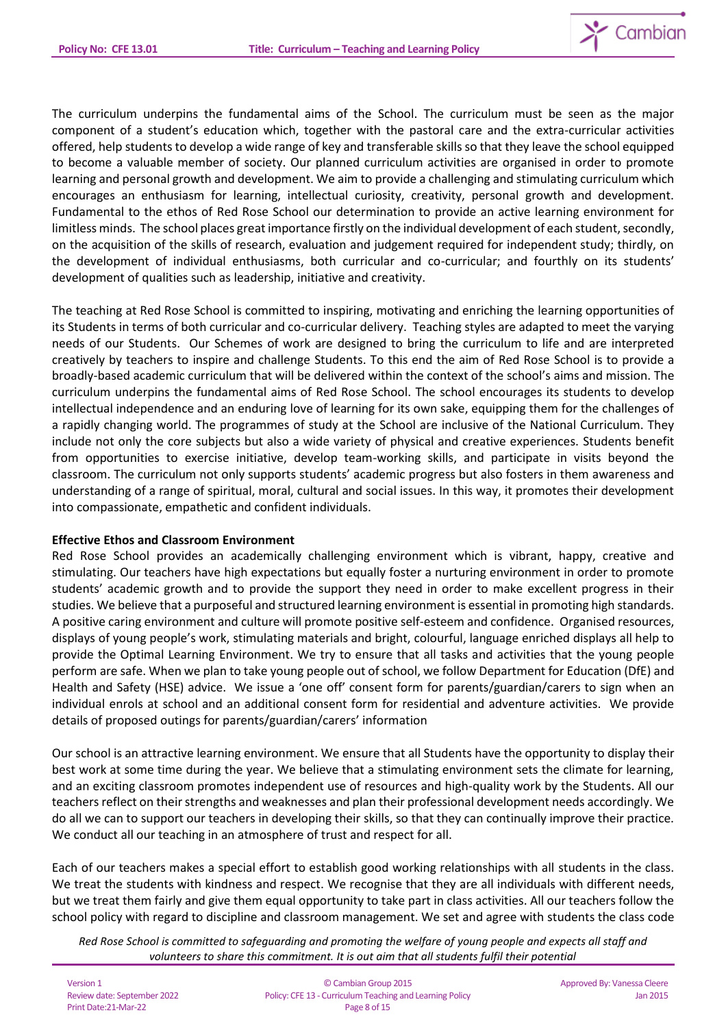The curriculum underpins the fundamental aims of the School. The curriculum must be seen as the major component of a student's education which, together with the pastoral care and the extra-curricular activities offered, help students to develop a wide range of key and transferable skills so that they leave the school equipped to become a valuable member of society. Our planned curriculum activities are organised in order to promote learning and personal growth and development. We aim to provide a challenging and stimulating curriculum which encourages an enthusiasm for learning, intellectual curiosity, creativity, personal growth and development. Fundamental to the ethos of Red Rose School our determination to provide an active learning environment for limitless minds. The school places great importance firstly on the individual development of each student, secondly, on the acquisition of the skills of research, evaluation and judgement required for independent study; thirdly, on the development of individual enthusiasms, both curricular and co-curricular; and fourthly on its students' development of qualities such as leadership, initiative and creativity.

The teaching at Red Rose School is committed to inspiring, motivating and enriching the learning opportunities of its Students in terms of both curricular and co-curricular delivery. Teaching styles are adapted to meet the varying needs of our Students. Our Schemes of work are designed to bring the curriculum to life and are interpreted creatively by teachers to inspire and challenge Students. To this end the aim of Red Rose School is to provide a broadly-based academic curriculum that will be delivered within the context of the school's aims and mission. The curriculum underpins the fundamental aims of Red Rose School. The school encourages its students to develop intellectual independence and an enduring love of learning for its own sake, equipping them for the challenges of a rapidly changing world. The programmes of study at the School are inclusive of the National Curriculum. They include not only the core subjects but also a wide variety of physical and creative experiences. Students benefit from opportunities to exercise initiative, develop team-working skills, and participate in visits beyond the classroom. The curriculum not only supports students' academic progress but also fosters in them awareness and understanding of a range of spiritual, moral, cultural and social issues. In this way, it promotes their development into compassionate, empathetic and confident individuals.

**Effective Ethos and Classroom Environment**

Red Rose School provides an academically challenging environment which is vibrant, happy, creative and stimulating. Our teachers have high expectations but equally foster a nurturing environment in order to promote students' academic growth and to provide the support they need in order to make excellent progress in their studies. We believe that a purposeful and structured learning environment is essential in promoting high standards. A positive caring environment and culture will promote positive self-esteem and confidence. Organised resources, displays of young people's work, stimulating materials and bright, colourful, language enriched displays all help to provide the Optimal Learning Environment. We try to ensure that all tasks and activities that the young people perform are safe. When we plan to take young people out of school, we follow Department for Education (DfE) and Health and Safety (HSE) advice. We issue a 'one off' consent form for parents/guardian/carers to sign when an individual enrols at school and an additional consent form for residential and adventure activities. We provide details of proposed outings for parents/guardian/carers' information

Our school is an attractive learning environment. We ensure that all Students have the opportunity to display their best work at some time during the year. We believe that a stimulating environment sets the climate for learning, and an exciting classroom promotes independent use of resources and high-quality work by the Students. All our teachers reflect on their strengths and weaknesses and plan their professional development needs accordingly. We do all we can to support our teachers in developing their skills, so that they can continually improve their practice. We conduct all our teaching in an atmosphere of trust and respect for all.

Each of our teachers makes a special effort to establish good working relationships with all students in the class. We treat the students with kindness and respect. We recognise that they are all individuals with different needs, but we treat them fairly and give them equal opportunity to take part in class activities. All our teachers follow the school policy with regard to discipline and classroom management. We set and agree with students the class code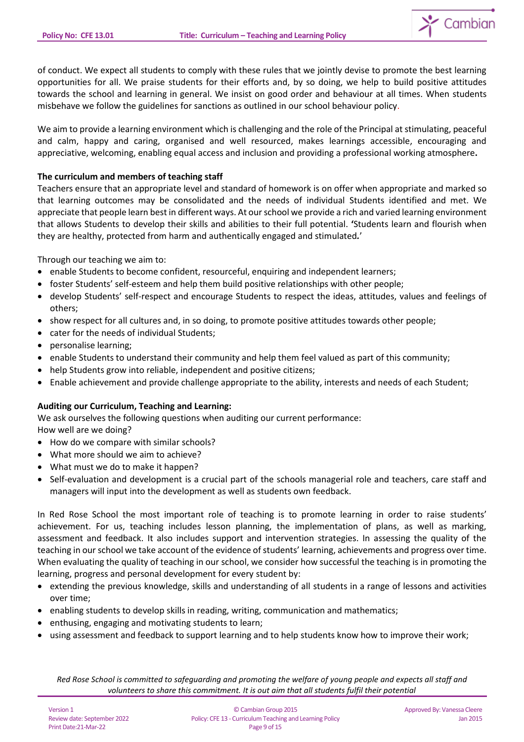of conduct. We expect all students to comply with these rules that we jointly devise to promote the best learning opportunities for all. We praise students for their efforts and, by so doing, we help to build positive attitudes towards the school and learning in general. We insist on good order and behaviour at all times. When students misbehave we follow the guidelines for sanctions as outlined in our school behaviour policy.

We aim to provide a learning environment which is challenging and the role of the Principal at stimulating, peaceful and calm, happy and caring, organised and well resourced, makes learnings accessible, encouraging and appreciative, welcoming, enabling equal access and inclusion and providing a professional working atmosphere**.**

**The curriculum and members of teaching staff**

Teachers ensure that an appropriate level and standard of homework is on offer when appropriate and marked so that learning outcomes may be consolidated and the needs of individual Students identified and met. We appreciate that people learn best in different ways. At our school we provide a rich and varied learning environment that allows Students to develop their skills and abilities to their full potential. **'**Students learn and flourish when they are healthy, protected from harm and authentically engaged and stimulated**.**'

Through our teaching we aim to:

- enable Students to become confident, resourceful, enquiring and independent learners;
- foster Students' self-esteem and help them build positive relationships with other people;
- develop Students' self-respect and encourage Students to respect the ideas, attitudes, values and feelings of others;
- show respect for all cultures and, in so doing, to promote positive attitudes towards other people;
- cater for the needs of individual Students;
- personalise learning;
- enable Students to understand their community and help them feel valued as part of this community;
- help Students grow into reliable, independent and positive citizens;
- Enable achievement and provide challenge appropriate to the ability, interests and needs of each Student;

**Auditing our Curriculum, Teaching and Learning:**

We ask ourselves the following questions when auditing our current performance:
How well are we doing?

- How do we compare with similar schools?
- What more should we aim to achieve?
- What must we do to make it happen?
- Self-evaluation and development is a crucial part of the schools managerial role and teachers, care staff and managers will input into the development as well as students own feedback.

In Red Rose School the most important role of teaching is to promote learning in order to raise students' achievement. For us, teaching includes lesson planning, the implementation of plans, as well as marking, assessment and feedback. It also includes support and intervention strategies. In assessing the quality of the teaching in our school we take account of the evidence of students' learning, achievements and progress over time. When evaluating the quality of teaching in our school, we consider how successful the teaching is in promoting the learning, progress and personal development for every student by:

- extending the previous knowledge, skills and understanding of all students in a range of lessons and activities over time;
- enabling students to develop skills in reading, writing, communication and mathematics;
- enthusing, engaging and motivating students to learn;
- using assessment and feedback to support learning and to help students know how to improve their work;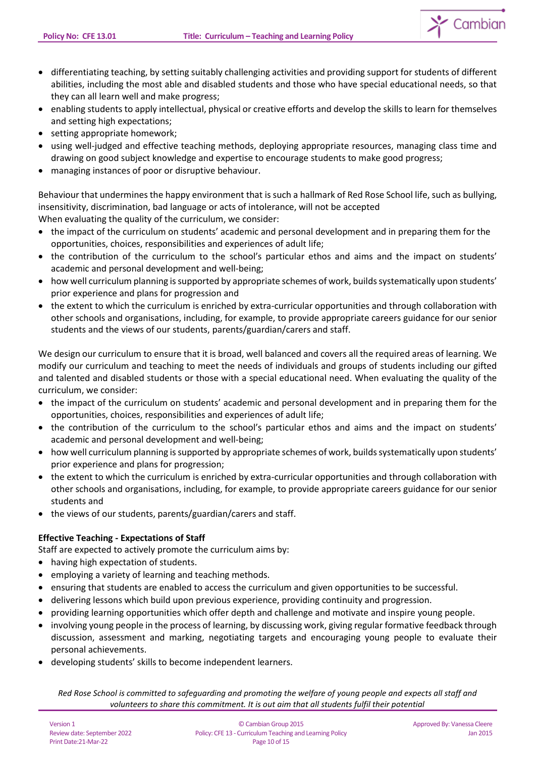- differentiating teaching, by setting suitably challenging activities and providing support for students of different abilities, including the most able and disabled students and those who have special educational needs, so that they can all learn well and make progress;
- enabling students to apply intellectual, physical or creative efforts and develop the skills to learn for themselves and setting high expectations;
- setting appropriate homework;
- using well-judged and effective teaching methods, deploying appropriate resources, managing class time and drawing on good subject knowledge and expertise to encourage students to make good progress;
- managing instances of poor or disruptive behaviour.

Behaviour that undermines the happy environment that is such a hallmark of Red Rose School life, such as bullying, insensitivity, discrimination, bad language or acts of intolerance, will not be accepted
When evaluating the quality of the curriculum, we consider:

- the impact of the curriculum on students' academic and personal development and in preparing them for the opportunities, choices, responsibilities and experiences of adult life;
- the contribution of the curriculum to the school's particular ethos and aims and the impact on students' academic and personal development and well-being;
- how well curriculum planning is supported by appropriate schemes of work, builds systematically upon students' prior experience and plans for progression and
- the extent to which the curriculum is enriched by extra-curricular opportunities and through collaboration with other schools and organisations, including, for example, to provide appropriate careers guidance for our senior students and the views of our students, parents/guardian/carers and staff.

We design our curriculum to ensure that it is broad, well balanced and covers all the required areas of learning. We modify our curriculum and teaching to meet the needs of individuals and groups of students including our gifted and talented and disabled students or those with a special educational need. When evaluating the quality of the curriculum, we consider:

- the impact of the curriculum on students' academic and personal development and in preparing them for the opportunities, choices, responsibilities and experiences of adult life;
- the contribution of the curriculum to the school's particular ethos and aims and the impact on students' academic and personal development and well-being;
- how well curriculum planning is supported by appropriate schemes of work, builds systematically upon students' prior experience and plans for progression;
- the extent to which the curriculum is enriched by extra-curricular opportunities and through collaboration with other schools and organisations, including, for example, to provide appropriate careers guidance for our senior students and
- the views of our students, parents/guardian/carers and staff.

**Effective Teaching - Expectations of Staff**

Staff are expected to actively promote the curriculum aims by:

- having high expectation of students.
- employing a variety of learning and teaching methods.
- ensuring that students are enabled to access the curriculum and given opportunities to be successful.
- delivering lessons which build upon previous experience, providing continuity and progression.
- providing learning opportunities which offer depth and challenge and motivate and inspire young people.
- involving young people in the process of learning, by discussing work, giving regular formative feedback through discussion, assessment and marking, negotiating targets and encouraging young people to evaluate their personal achievements.
- developing students' skills to become independent learners.

*Red Rose School is committed to safeguarding and promoting the welfare of young people and expects all staff and volunteers to share this commitment. It is out aim that all students fulfil their potential*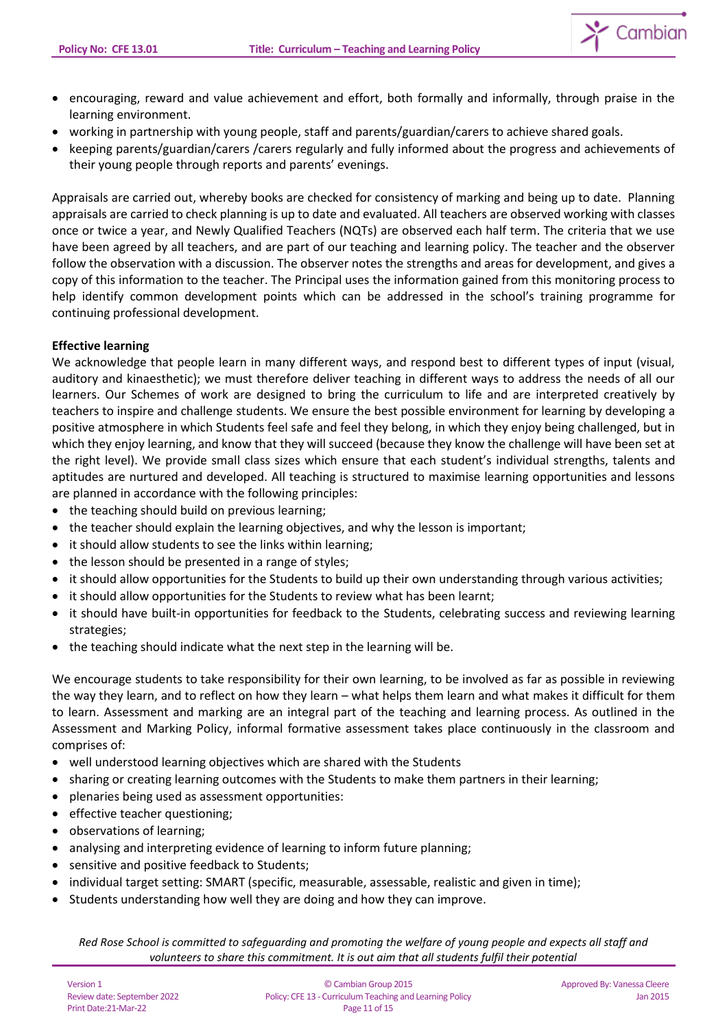- encouraging, reward and value achievement and effort, both formally and informally, through praise in the learning environment.
- working in partnership with young people, staff and parents/guardian/carers to achieve shared goals.
- keeping parents/guardian/carers /carers regularly and fully informed about the progress and achievements of their young people through reports and parents' evenings.

Appraisals are carried out, whereby books are checked for consistency of marking and being up to date. Planning appraisals are carried to check planning is up to date and evaluated. All teachers are observed working with classes once or twice a year, and Newly Qualified Teachers (NQTs) are observed each half term. The criteria that we use have been agreed by all teachers, and are part of our teaching and learning policy. The teacher and the observer follow the observation with a discussion. The observer notes the strengths and areas for development, and gives a copy of this information to the teacher. The Principal uses the information gained from this monitoring process to help identify common development points which can be addressed in the school's training programme for continuing professional development.

**Effective learning**

We acknowledge that people learn in many different ways, and respond best to different types of input (visual, auditory and kinaesthetic); we must therefore deliver teaching in different ways to address the needs of all our learners. Our Schemes of work are designed to bring the curriculum to life and are interpreted creatively by teachers to inspire and challenge students. We ensure the best possible environment for learning by developing a positive atmosphere in which Students feel safe and feel they belong, in which they enjoy being challenged, but in which they enjoy learning, and know that they will succeed (because they know the challenge will have been set at the right level). We provide small class sizes which ensure that each student's individual strengths, talents and aptitudes are nurtured and developed. All teaching is structured to maximise learning opportunities and lessons are planned in accordance with the following principles:

- the teaching should build on previous learning;
- the teacher should explain the learning objectives, and why the lesson is important;
- it should allow students to see the links within learning;
- the lesson should be presented in a range of styles;
- it should allow opportunities for the Students to build up their own understanding through various activities;
- it should allow opportunities for the Students to review what has been learnt;
- it should have built-in opportunities for feedback to the Students, celebrating success and reviewing learning strategies;
- the teaching should indicate what the next step in the learning will be.

We encourage students to take responsibility for their own learning, to be involved as far as possible in reviewing the way they learn, and to reflect on how they learn – what helps them learn and what makes it difficult for them to learn. Assessment and marking are an integral part of the teaching and learning process. As outlined in the Assessment and Marking Policy, informal formative assessment takes place continuously in the classroom and comprises of:

- well understood learning objectives which are shared with the Students
- sharing or creating learning outcomes with the Students to make them partners in their learning;
- plenaries being used as assessment opportunities:
- effective teacher questioning;
- observations of learning;
- analysing and interpreting evidence of learning to inform future planning;
- sensitive and positive feedback to Students;
- individual target setting: SMART (specific, measurable, assessable, realistic and given in time);
- Students understanding how well they are doing and how they can improve.

*Red Rose School is committed to safeguarding and promoting the welfare of young people and expects all staff and volunteers to share this commitment. It is out aim that all students fulfil their potential*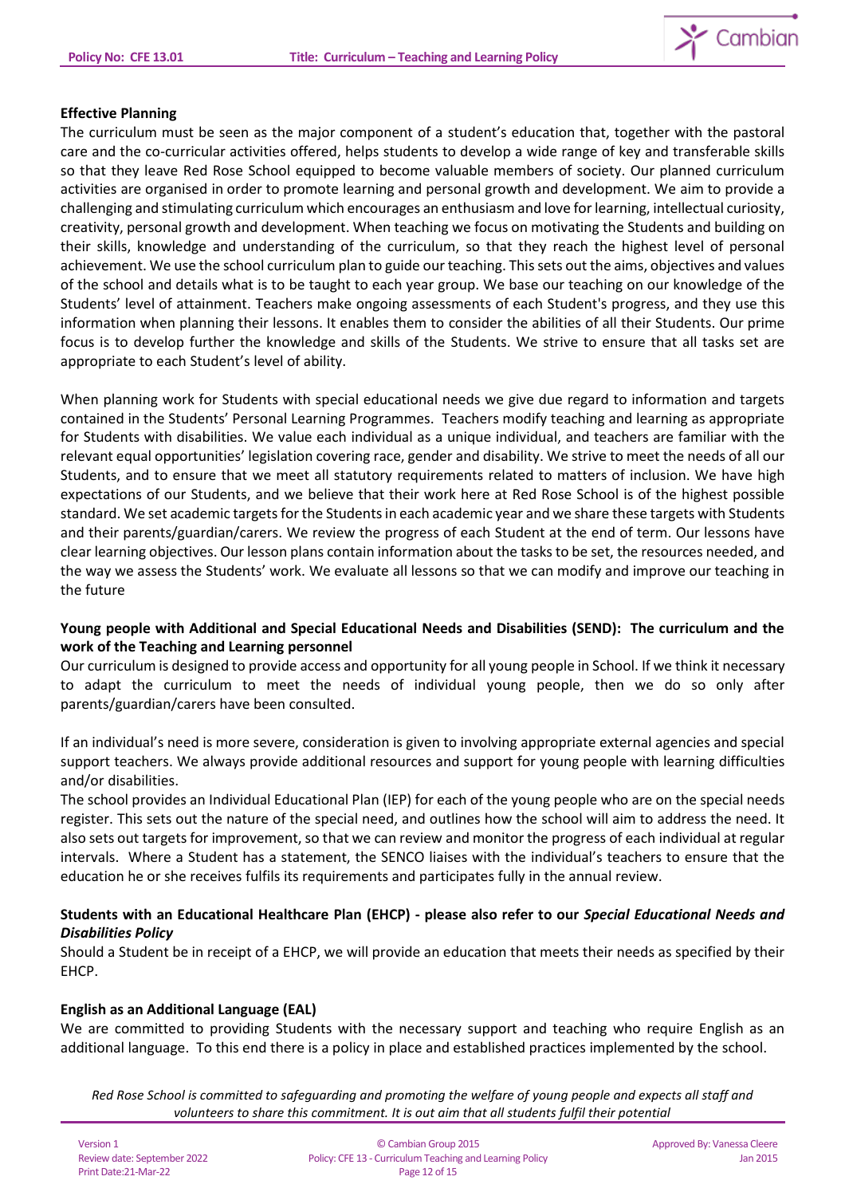**Effective Planning**

The curriculum must be seen as the major component of a student's education that, together with the pastoral care and the co-curricular activities offered, helps students to develop a wide range of key and transferable skills so that they leave Red Rose School equipped to become valuable members of society. Our planned curriculum activities are organised in order to promote learning and personal growth and development. We aim to provide a challenging and stimulating curriculum which encourages an enthusiasm and love for learning, intellectual curiosity, creativity, personal growth and development. When teaching we focus on motivating the Students and building on their skills, knowledge and understanding of the curriculum, so that they reach the highest level of personal achievement. We use the school curriculum plan to guide our teaching. This sets out the aims, objectives and values of the school and details what is to be taught to each year group. We base our teaching on our knowledge of the Students' level of attainment. Teachers make ongoing assessments of each Student's progress, and they use this information when planning their lessons. It enables them to consider the abilities of all their Students. Our prime focus is to develop further the knowledge and skills of the Students. We strive to ensure that all tasks set are appropriate to each Student's level of ability.

When planning work for Students with special educational needs we give due regard to information and targets contained in the Students' Personal Learning Programmes. Teachers modify teaching and learning as appropriate for Students with disabilities. We value each individual as a unique individual, and teachers are familiar with the relevant equal opportunities' legislation covering race, gender and disability. We strive to meet the needs of all our Students, and to ensure that we meet all statutory requirements related to matters of inclusion. We have high expectations of our Students, and we believe that their work here at Red Rose School is of the highest possible standard. We set academic targets for the Students in each academic year and we share these targets with Students and their parents/guardian/carers. We review the progress of each Student at the end of term. Our lessons have clear learning objectives. Our lesson plans contain information about the tasks to be set, the resources needed, and the way we assess the Students' work. We evaluate all lessons so that we can modify and improve our teaching in the future

**Young people with Additional and Special Educational Needs and Disabilities (SEND): The curriculum and the work of the Teaching and Learning personnel**

Our curriculum is designed to provide access and opportunity for all young people in School. If we think it necessary to adapt the curriculum to meet the needs of individual young people, then we do so only after parents/guardian/carers have been consulted.

If an individual's need is more severe, consideration is given to involving appropriate external agencies and special support teachers. We always provide additional resources and support for young people with learning difficulties and/or disabilities.

The school provides an Individual Educational Plan (IEP) for each of the young people who are on the special needs register. This sets out the nature of the special need, and outlines how the school will aim to address the need. It also sets out targets for improvement, so that we can review and monitor the progress of each individual at regular intervals. Where a Student has a statement, the SENCO liaises with the individual's teachers to ensure that the education he or she receives fulfils its requirements and participates fully in the annual review.

**Students with an Educational Healthcare Plan (EHCP) - please also refer to our *Special Educational Needs and Disabilities Policy***

Should a Student be in receipt of a EHCP, we will provide an education that meets their needs as specified by their EHCP.

**English as an Additional Language (EAL)**

We are committed to providing Students with the necessary support and teaching who require English as an additional language. To this end there is a policy in place and established practices implemented by the school.

*Red Rose School is committed to safeguarding and promoting the welfare of young people and expects all staff and volunteers to share this commitment. It is out aim that all students fulfil their potential*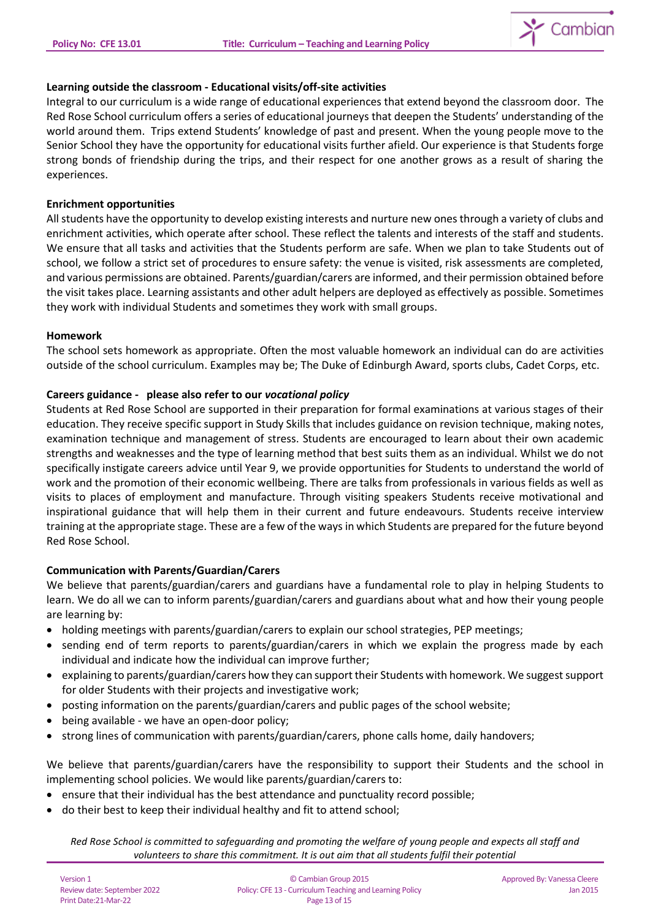**Learning outside the classroom - Educational visits/off-site activities**

Integral to our curriculum is a wide range of educational experiences that extend beyond the classroom door. The Red Rose School curriculum offers a series of educational journeys that deepen the Students' understanding of the world around them. Trips extend Students' knowledge of past and present. When the young people move to the Senior School they have the opportunity for educational visits further afield. Our experience is that Students forge strong bonds of friendship during the trips, and their respect for one another grows as a result of sharing the experiences.

**Enrichment opportunities**

All students have the opportunity to develop existing interests and nurture new ones through a variety of clubs and enrichment activities, which operate after school. These reflect the talents and interests of the staff and students. We ensure that all tasks and activities that the Students perform are safe. When we plan to take Students out of school, we follow a strict set of procedures to ensure safety: the venue is visited, risk assessments are completed, and various permissions are obtained. Parents/guardian/carers are informed, and their permission obtained before the visit takes place. Learning assistants and other adult helpers are deployed as effectively as possible. Sometimes they work with individual Students and sometimes they work with small groups.

**Homework**

The school sets homework as appropriate. Often the most valuable homework an individual can do are activities outside of the school curriculum. Examples may be; The Duke of Edinburgh Award, sports clubs, Cadet Corps, etc.

**Careers guidance - please also refer to our *vocational policy***

Students at Red Rose School are supported in their preparation for formal examinations at various stages of their education. They receive specific support in Study Skills that includes guidance on revision technique, making notes, examination technique and management of stress. Students are encouraged to learn about their own academic strengths and weaknesses and the type of learning method that best suits them as an individual. Whilst we do not specifically instigate careers advice until Year 9, we provide opportunities for Students to understand the world of work and the promotion of their economic wellbeing. There are talks from professionals in various fields as well as visits to places of employment and manufacture. Through visiting speakers Students receive motivational and inspirational guidance that will help them in their current and future endeavours. Students receive interview training at the appropriate stage. These are a few of the ways in which Students are prepared for the future beyond Red Rose School.

**Communication with Parents/Guardian/Carers**

We believe that parents/guardian/carers and guardians have a fundamental role to play in helping Students to learn. We do all we can to inform parents/guardian/carers and guardians about what and how their young people are learning by:

- holding meetings with parents/guardian/carers to explain our school strategies, PEP meetings;
- sending end of term reports to parents/guardian/carers in which we explain the progress made by each individual and indicate how the individual can improve further;
- explaining to parents/guardian/carers how they can support their Students with homework. We suggest support for older Students with their projects and investigative work;
- posting information on the parents/guardian/carers and public pages of the school website;
- being available - we have an open-door policy;
- strong lines of communication with parents/guardian/carers, phone calls home, daily handovers;

We believe that parents/guardian/carers have the responsibility to support their Students and the school in implementing school policies. We would like parents/guardian/carers to:

- ensure that their individual has the best attendance and punctuality record possible;
- do their best to keep their individual healthy and fit to attend school;

*Red Rose School is committed to safeguarding and promoting the welfare of young people and expects all staff and volunteers to share this commitment. It is out aim that all students fulfil their potential*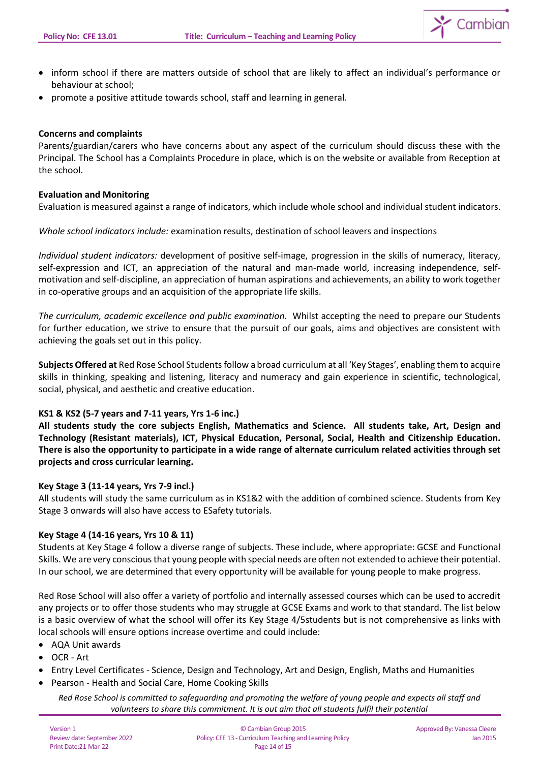- inform school if there are matters outside of school that are likely to affect an individual's performance or behaviour at school;
- promote a positive attitude towards school, staff and learning in general.

**Concerns and complaints**

Parents/guardian/carers who have concerns about any aspect of the curriculum should discuss these with the Principal. The School has a Complaints Procedure in place, which is on the website or available from Reception at the school.

**Evaluation and Monitoring**

Evaluation is measured against a range of indicators, which include whole school and individual student indicators.

*Whole school indicators include:* examination results, destination of school leavers and inspections

*Individual student indicators:* development of positive self-image, progression in the skills of numeracy, literacy, self-expression and ICT, an appreciation of the natural and man-made world, increasing independence, self-motivation and self-discipline, an appreciation of human aspirations and achievements, an ability to work together in co-operative groups and an acquisition of the appropriate life skills.

*The curriculum, academic excellence and public examination.* Whilst accepting the need to prepare our Students for further education, we strive to ensure that the pursuit of our goals, aims and objectives are consistent with achieving the goals set out in this policy.

**Subjects Offered at** Red Rose School Students follow a broad curriculum at all 'Key Stages', enabling them to acquire skills in thinking, speaking and listening, literacy and numeracy and gain experience in scientific, technological, social, physical, and aesthetic and creative education.

**KS1 & KS2 (5-7 years and 7-11 years, Yrs 1-6 inc.)**

**All students study the core subjects English, Mathematics and Science. All students take, Art, Design and Technology (Resistant materials), ICT, Physical Education, Personal, Social, Health and Citizenship Education. There is also the opportunity to participate in a wide range of alternate curriculum related activities through set projects and cross curricular learning.**

**Key Stage 3 (11-14 years, Yrs 7-9 incl.)**

All students will study the same curriculum as in KS1&2 with the addition of combined science. Students from Key Stage 3 onwards will also have access to ESafety tutorials.

**Key Stage 4 (14-16 years, Yrs 10 & 11)**

Students at Key Stage 4 follow a diverse range of subjects. These include, where appropriate: GCSE and Functional Skills. We are very conscious that young people with special needs are often not extended to achieve their potential. In our school, we are determined that every opportunity will be available for young people to make progress.

Red Rose School will also offer a variety of portfolio and internally assessed courses which can be used to accredit any projects or to offer those students who may struggle at GCSE Exams and work to that standard. The list below is a basic overview of what the school will offer its Key Stage 4/5students but is not comprehensive as links with local schools will ensure options increase overtime and could include:

- AQA Unit awards
- OCR - Art
- Entry Level Certificates - Science, Design and Technology, Art and Design, English, Maths and Humanities
- Pearson - Health and Social Care, Home Cooking Skills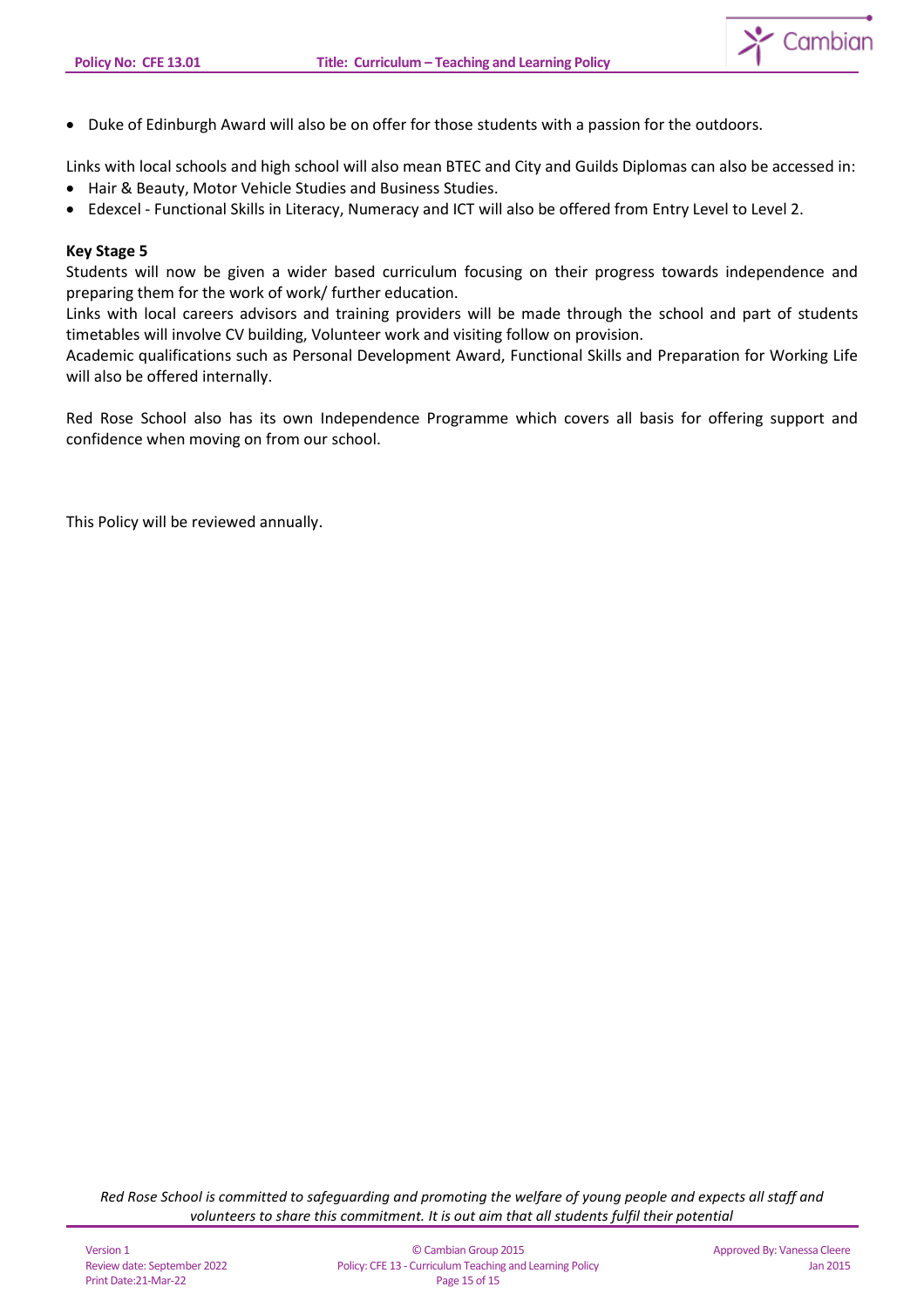- Duke of Edinburgh Award will also be on offer for those students with a passion for the outdoors.

Links with local schools and high school will also mean BTEC and City and Guilds Diplomas can also be accessed in:

- Hair & Beauty, Motor Vehicle Studies and Business Studies.
- Edexcel - Functional Skills in Literacy, Numeracy and ICT will also be offered from Entry Level to Level 2.

**Key Stage 5**

Students will now be given a wider based curriculum focusing on their progress towards independence and preparing them for the work of work/ further education.

Links with local careers advisors and training providers will be made through the school and part of students timetables will involve CV building, Volunteer work and visiting follow on provision.

Academic qualifications such as Personal Development Award, Functional Skills and Preparation for Working Life will also be offered internally.

Red Rose School also has its own Independence Programme which covers all basis for offering support and confidence when moving on from our school.

This Policy will be reviewed annually.

*Red Rose School is committed to safeguarding and promoting the welfare of young people and expects all staff and volunteers to share this commitment. It is out aim that all students fulfil their potential*